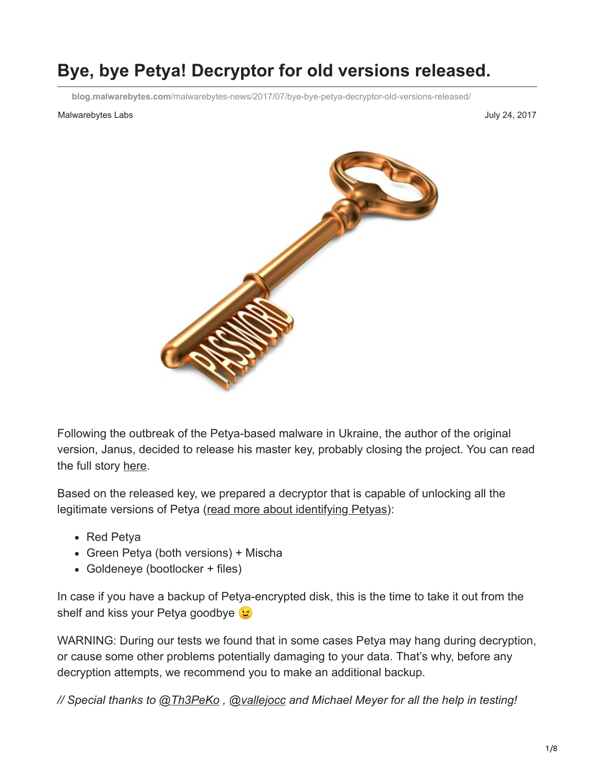# Bye, bye Petya! Decryptor for old versions released.

blog.malwarebytes.com/malwarebytes-news/2017/07/bye-bye-petya-decryptor-old-versions-released/

Malwarebytes Labs

July 24, 2017

Following the outbreak of the Petya-based malware in Ukraine, the author of the original version, Janus, decided to release his master key, probably closing the project. You can read the full story here.

Based on the released key, we prepared a decryptor that is capable of unlocking all the legitimate versions of Petya (read more about identifying Petyas):

- Red Petya
- Green Petya (both versions) + Mischa
- Goldeneye (bootlocker + files)

In case if you have a backup of Petya-encrypted disk, this is the time to take it out from the shelf and kiss your Petya goodbye 😉

WARNING: During our tests we found that in some cases Petya may hang during decryption, or cause some other problems potentially damaging to your data. That's why, before any decryption attempts, we recommend you to make an additional backup.

*// Special thanks to @Th3PeKo , @vallejocc and Michael Meyer for all the help in testing!*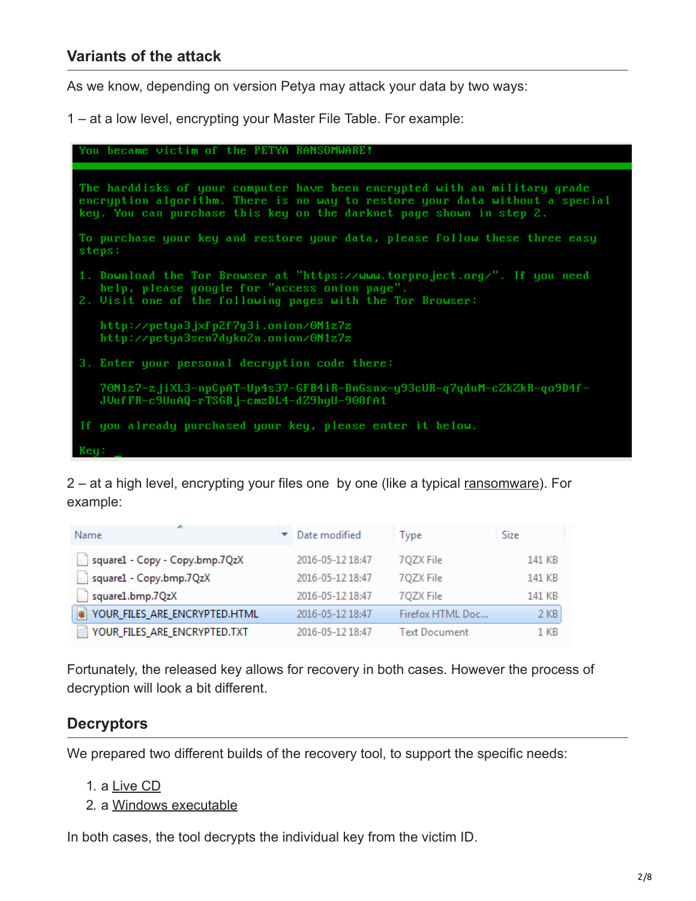## Variants of the attack

As we know, depending on version Petya may attack your data by two ways:

1 – at a low level, encrypting your Master File Table. For example:

```
You became victim of the PETYA RANSOMWARE!

The harddisks of your computer have been encrypted with an military grade
encryption algorithm. There is no way to restore your data without a special
key. You can purchase this key on the darknet page shown in step 2.

To purchase your key and restore your data, please follow these three easy
steps:

1. Download the Tor Browser at "https://www.torproject.org/". If you need
   help, please google for "access onion page".
2. Visit one of the following pages with the Tor Browser:

   http://petya3jxfp2f7g3i.onion/0N1z7z
   http://petya3sen7dyko2n.onion/0N1z7z

3. Enter your personal decryption code there:

   70N1z7-zjiXL3-npCpAT-Up4s37-GFB4iR-BnGsnx-y93cUR-q7qduM-cZkZkR-qo9D4f-
   JVufFR-c9UuAQ-rTSGBj-cmzDL4-dZ9hyU-908fA1

If you already purchased your key, please enter it below.

Key: _
```

2 – at a high level, encrypting your files one by one (like a typical ransomware). For example:

| Name | Date modified | Type | Size |
|---|---|---|---|
| square1 - Copy - Copy.bmp.7QzX | 2016-05-12 18:47 | 7QZX File | 141 KB |
| square1 - Copy.bmp.7QzX | 2016-05-12 18:47 | 7QZX File | 141 KB |
| square1.bmp.7QzX | 2016-05-12 18:47 | 7QZX File | 141 KB |
| YOUR_FILES_ARE_ENCRYPTED.HTML | 2016-05-12 18:47 | Firefox HTML Doc... | 2 KB |
| YOUR_FILES_ARE_ENCRYPTED.TXT | 2016-05-12 18:47 | Text Document | 1 KB |

Fortunately, the released key allows for recovery in both cases. However the process of decryption will look a bit different.

## Decryptors

We prepared two different builds of the recovery tool, to support the specific needs:

1. a Live CD
2. a Windows executable

In both cases, the tool decrypts the individual key from the victim ID.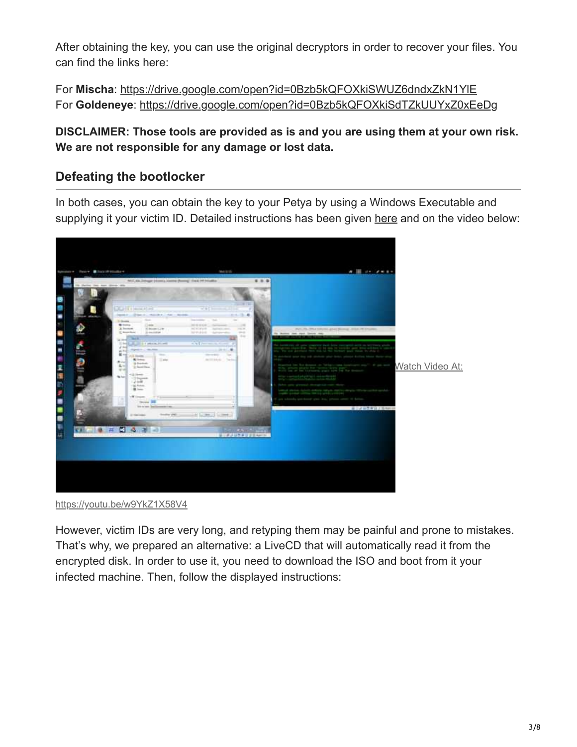After obtaining the key, you can use the original decryptors in order to recover your files. You can find the links here:

For **Mischa**: https://drive.google.com/open?id=0Bzb5kQFOXkiSWUZ6dndxZkN1YlE
For **Goldeneye**: https://drive.google.com/open?id=0Bzb5kQFOXkiSdTZkUUYxZ0xEeDg

**DISCLAIMER: Those tools are provided as is and you are using them at your own risk. We are not responsible for any damage or lost data.**

## Defeating the bootlocker

In both cases, you can obtain the key to your Petya by using a Windows Executable and supplying it your victim ID. Detailed instructions has been given here and on the video below:

Watch Video At:

https://youtu.be/w9YkZ1X58V4

However, victim IDs are very long, and retyping them may be painful and prone to mistakes. That's why, we prepared an alternative: a LiveCD that will automatically read it from the encrypted disk. In order to use it, you need to download the ISO and boot from it your infected machine. Then, follow the displayed instructions: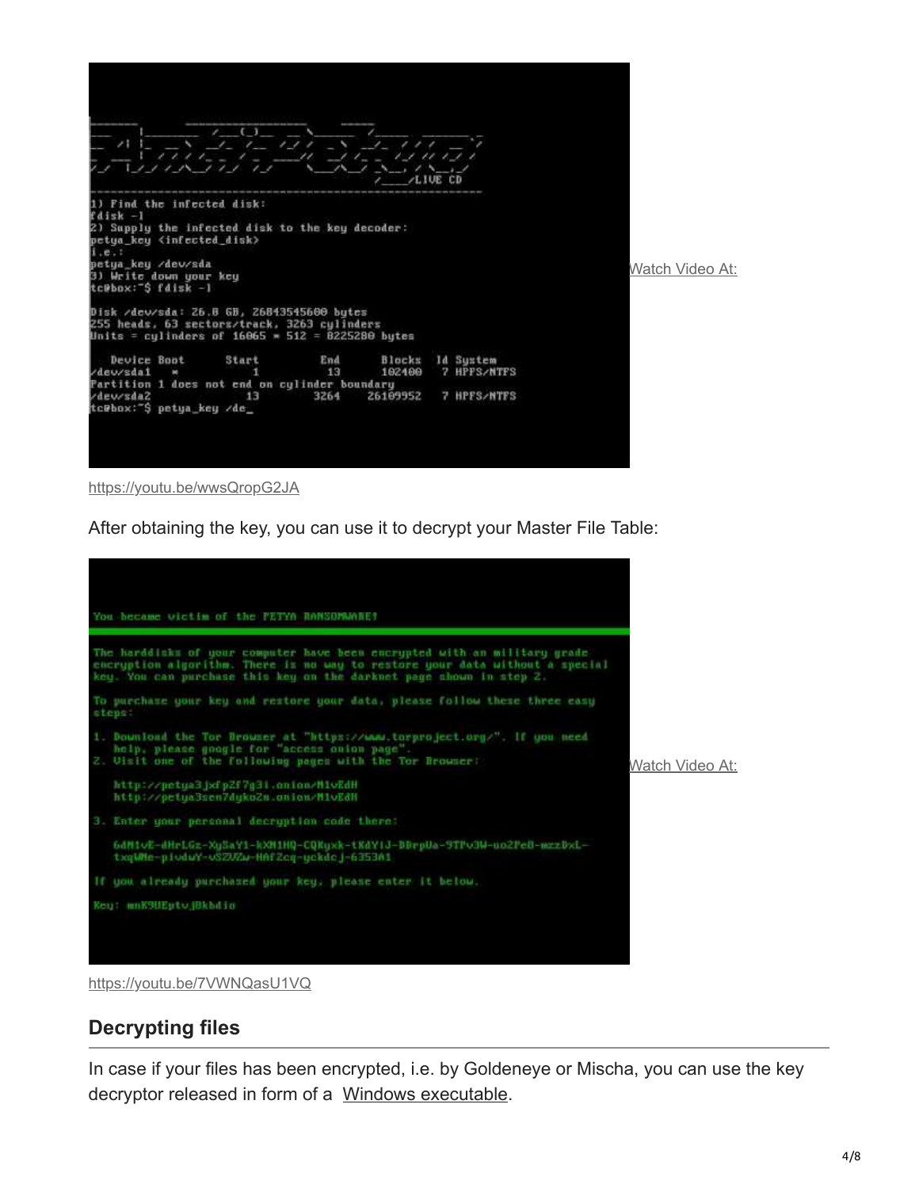Watch Video At:

https://youtu.be/wwsQropG2JA

After obtaining the key, you can use it to decrypt your Master File Table:

Watch Video At:

https://youtu.be/7VWNQasU1VQ

## Decrypting files

In case if your files has been encrypted, i.e. by Goldeneye or Mischa, you can use the key decryptor released in form of a Windows executable.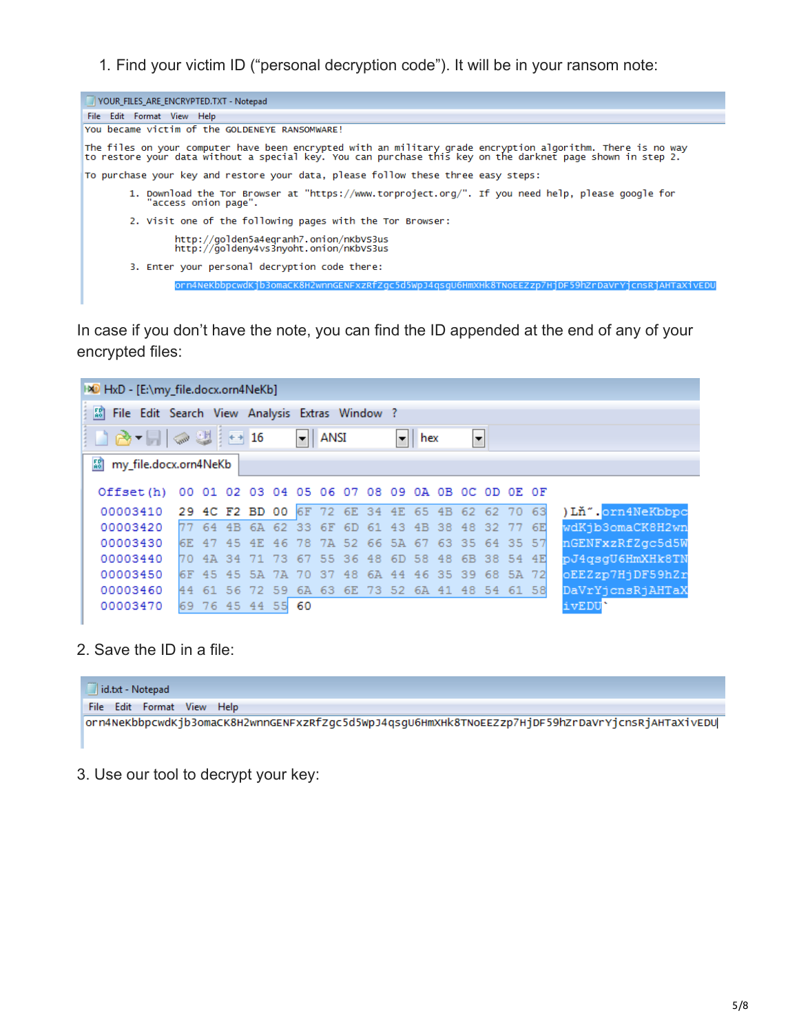1. Find your victim ID ("personal decryption code"). It will be in your ransom note:

```
YOUR_FILES_ARE_ENCRYPTED.TXT - Notepad
File  Edit  Format  View  Help
You became victim of the GOLDENEYE RANSOMWARE!

The files on your computer have been encrypted with an military grade encryption algorithm. There is no way
to restore your data without a special key. You can purchase this key on the darknet page shown in step 2.

To purchase your key and restore your data, please follow these three easy steps:

        1. Download the Tor Browser at "https://www.torproject.org/". If you need help, please google for
           "access onion page".

        2. Visit one of the following pages with the Tor Browser:

              http://golden5a4eqranh7.onion/nKbvS3us
              http://goldeny4vs3nyoht.onion/nKbvS3us

        3. Enter your personal decryption code there:

              orn4NeKbbpcwdKjb3omaCK8H2wnnGENFxzRfZgc5d5WpJ4qsgU6HmXHk8TNoEEZzp7HjDF59hZrDavrYjcnsRjAHTaXivEDU
```

In case if you don't have the note, you can find the ID appended at the end of any of your encrypted files:

```
HxD - [E:\my_file.docx.orn4NeKb]
File  Edit  Search  View  Analysis  Extras  Window  ?
16  ANSI  hex
my_file.docx.orn4NeKb

Offset(h)  00 01 02 03 04 05 06 07 08 09 0A 0B 0C 0D 0E 0F

00003410   29 4C F2 BD 00 6F 72 6E 34 4E 65 4B 62 62 70 63   )Lň˝.orn4NeKbbpc
00003420   77 64 4B 6A 62 33 6F 6D 61 43 4B 38 48 32 77 6E   wdKjb3omaCK8H2wn
00003430   6E 47 45 4E 46 78 7A 52 66 5A 67 63 35 64 35 57   nGENFxzRfZgc5d5W
00003440   70 4A 34 71 73 67 55 36 48 6D 58 48 6B 38 54 4E   pJ4qsgU6HmXHk8TN
00003450   6F 45 45 5A 7A 70 37 48 6A 44 46 35 39 68 5A 72   oEEZzp7HjDF59hZr
00003460   44 61 56 72 59 6A 63 6E 73 52 6A 41 48 54 61 58   DaVrYjcnsRjAHTaX
00003470   69 76 45 44 55 60                                 ivEDU`
```

2. Save the ID in a file:

```
id.txt - Notepad
File  Edit  Format  View  Help
orn4NeKbbpcwdKjb3omaCK8H2wnnGENFxzRfZgc5d5WpJ4qsgU6HmXHk8TNoEEZzp7HjDF59hZrDavrYjcnsRjAHTaXivEDU
```

3. Use our tool to decrypt your key: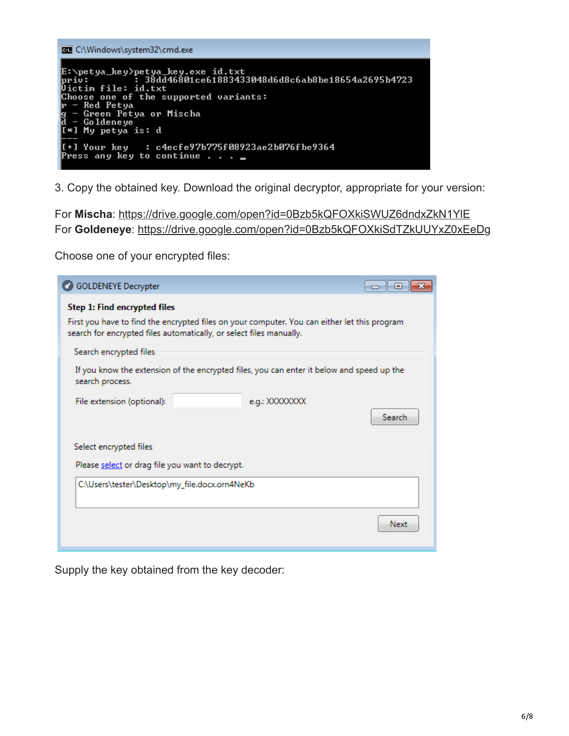```
E:\petya_key>petya_key.exe id.txt
priv:          : 38dd46801ce61883433048d6d8c6ab8be18654a2695b4723
Victim file: id.txt
Choose one of the supported variants:
r - Red Petya
g - Green Petya or Mischa
d - Goldeneye
[*] My petya is: d
---
[+] Your key    : c4ecfe97b775f08923ae2b076fbe9364
Press any key to continue . . .
```

3. Copy the obtained key. Download the original decryptor, appropriate for your version:

For **Mischa**: https://drive.google.com/open?id=0Bzb5kQFOXkiSWUZ6dndxZkN1YlE
For **Goldeneye**: https://drive.google.com/open?id=0Bzb5kQFOXkiSdTZkUUYxZ0xEeDg

Choose one of your encrypted files:

GOLDENEYE Decrypter

**Step 1: Find encrypted files**

First you have to find the encrypted files on your computer. You can either let this program search for encrypted files automatically, or select files manually.

Search encrypted files

If you know the extension of the encrypted files, you can enter it below and speed up the search process.

File extension (optional): e.g.: XXXXXXXX

Search

Select encrypted files

Please select or drag file you want to decrypt.

C:\Users\tester\Desktop\my_file.docx.orn4NeKb

Next

Supply the key obtained from the key decoder: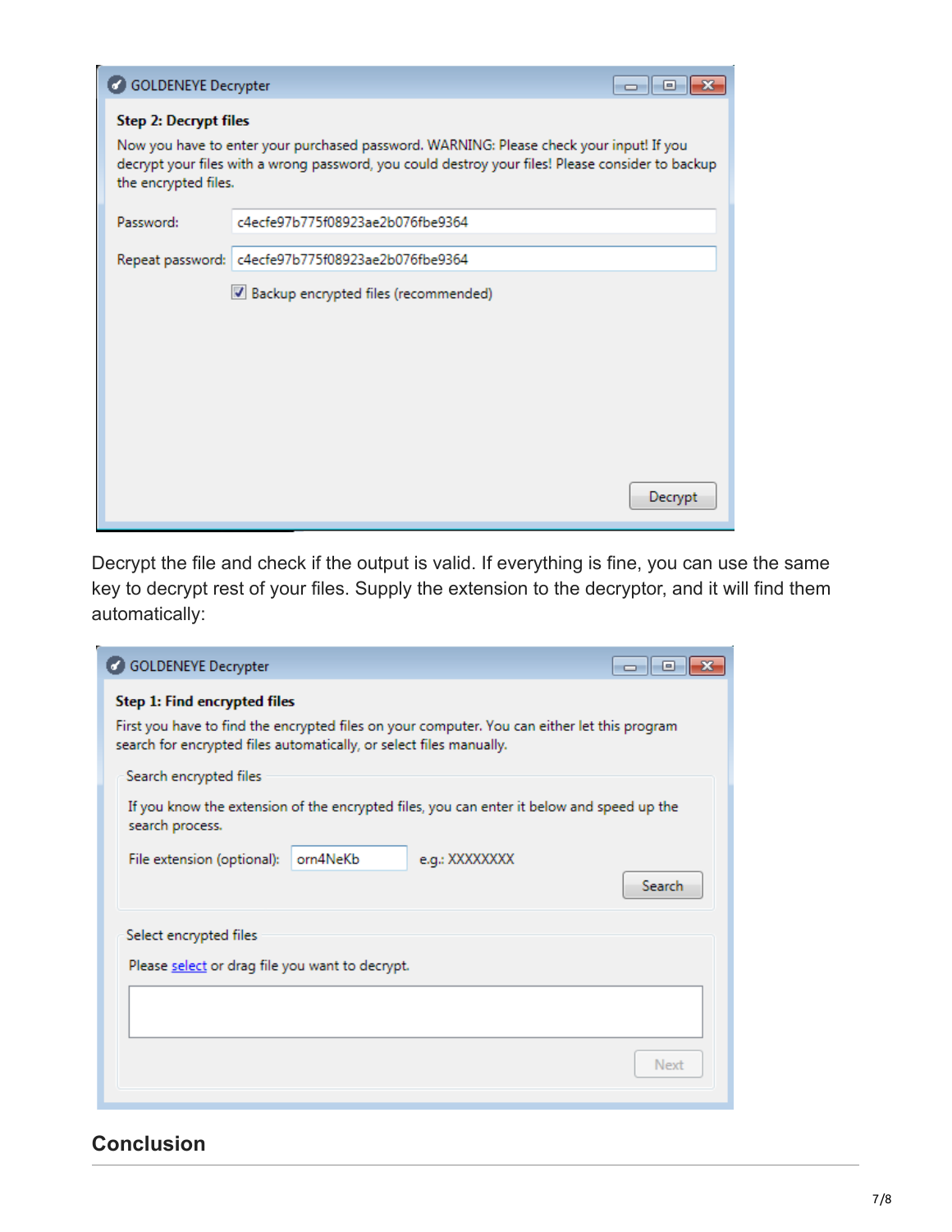GOLDENEYE Decrypter

**Step 2: Decrypt files**

Now you have to enter your purchased password. WARNING: Please check your input! If you decrypt your files with a wrong password, you could destroy your files! Please consider to backup the encrypted files.

Password: c4ecfe97b775f08923ae2b076fbe9364

Repeat password: c4ecfe97b775f08923ae2b076fbe9364

☑ Backup encrypted files (recommended)

Decrypt

Decrypt the file and check if the output is valid. If everything is fine, you can use the same key to decrypt rest of your files. Supply the extension to the decryptor, and it will find them automatically:

GOLDENEYE Decrypter

**Step 1: Find encrypted files**

First you have to find the encrypted files on your computer. You can either let this program search for encrypted files automatically, or select files manually.

Search encrypted files

If you know the extension of the encrypted files, you can enter it below and speed up the search process.

File extension (optional): orn4NeKb e.g.: XXXXXXXX

Search

Select encrypted files

Please select or drag file you want to decrypt.

Next

## Conclusion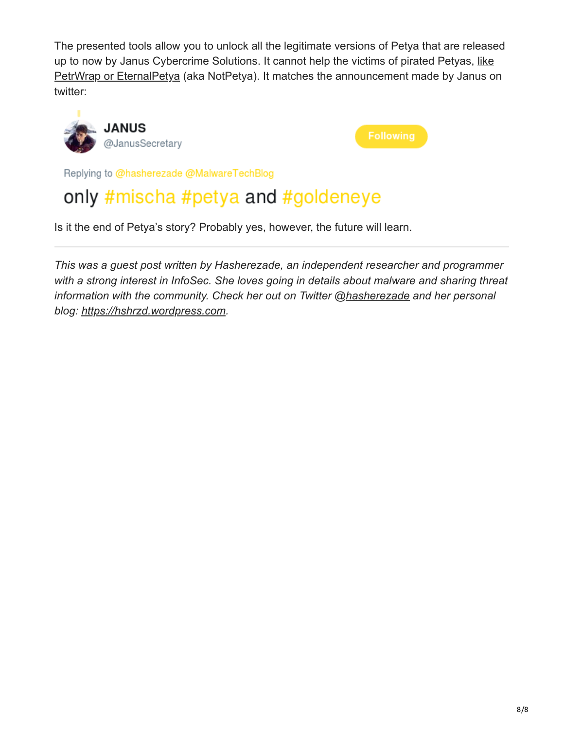The presented tools allow you to unlock all the legitimate versions of Petya that are released up to now by Janus Cybercrime Solutions. It cannot help the victims of pirated Petyas, like PetrWrap or EternalPetya (aka NotPetya). It matches the announcement made by Janus on twitter:

> **JANUS**
> @JanusSecretary
>
> Following
>
> Replying to @hasherezade @MalwareTechBlog
>
> only #mischa #petya and #goldeneye

Is it the end of Petya's story? Probably yes, however, the future will learn.

---

*This was a guest post written by Hasherezade, an independent researcher and programmer with a strong interest in InfoSec. She loves going in details about malware and sharing threat information with the community. Check her out on Twitter @hasherezade and her personal blog: https://hshrzd.wordpress.com.*